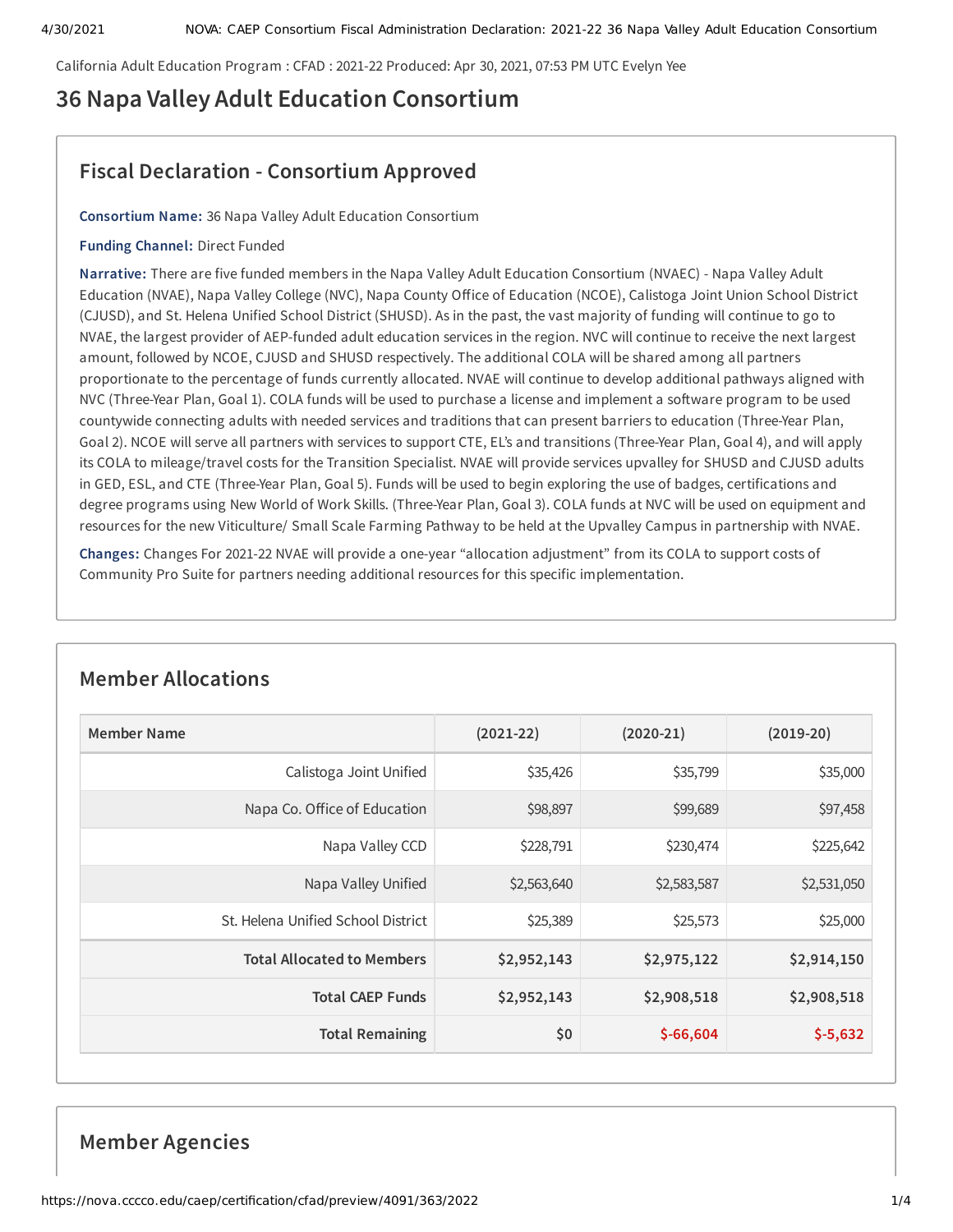California Adult Education Program : CFAD : 2021-22 Produced: Apr 30, 2021, 07:53 PM UTC Evelyn Yee

# 36 Napa Valley Adult Education Consortium

## Fiscal Declaration - Consortium Approved

**Consortium Name:** 36 Napa Valley Adult Education Consortium

**Funding Channel:** Direct Funded

**Narrative:** There are five funded members in the Napa Valley Adult Education Consortium (NVAEC) - Napa Valley Adult Education (NVAE), Napa Valley College (NVC), Napa County Office of Education (NCOE), Calistoga Joint Union School District (CJUSD), and St. Helena Unified School District (SHUSD). As in the past, the vast majority of funding will continue to go to NVAE, the largest provider of AEP-funded adult education services in the region. NVC will continue to receive the next largest amount, followed by NCOE, CJUSD and SHUSD respectively. The additional COLA will be shared among all partners proportionate to the percentage of funds currently allocated. NVAE will continue to develop additional pathways aligned with NVC (Three-Year Plan, Goal 1). COLA funds will be used to purchase a license and implement a software program to be used countywide connecting adults with needed services and traditions that can present barriers to education (Three-Year Plan, Goal 2). NCOE will serve all partners with services to support CTE, EL's and transitions (Three-Year Plan, Goal 4), and will apply its COLA to mileage/travel costs for the Transition Specialist. NVAE will provide services upvalley for SHUSD and CJUSD adults in GED, ESL, and CTE (Three-Year Plan, Goal 5). Funds will be used to begin exploring the use of badges, certifications and degree programs using New World of Work Skills. (Three-Year Plan, Goal 3). COLA funds at NVC will be used on equipment and resources for the new Viticulture/ Small Scale Farming Pathway to be held at the Upvalley Campus in partnership with NVAE.

**Changes:** Changes For 2021-22 NVAE will provide a one-year "allocation adjustment" from its COLA to support costs of Community Pro Suite for partners needing additional resources for this specific implementation.

## Member Allocations

| Member Name | (2021-22) | (2020-21) | (2019-20) |
|---|---|---|---|
| Calistoga Joint Unified | $35,426 | $35,799 | $35,000 |
| Napa Co. Office of Education | $98,897 | $99,689 | $97,458 |
| Napa Valley CCD | $228,791 | $230,474 | $225,642 |
| Napa Valley Unified | $2,563,640 | $2,583,587 | $2,531,050 |
| St. Helena Unified School District | $25,389 | $25,573 | $25,000 |
| **Total Allocated to Members** | **$2,952,143** | **$2,975,122** | **$2,914,150** |
| **Total CAEP Funds** | **$2,952,143** | **$2,908,518** | **$2,908,518** |
| **Total Remaining** | **$0** | **$-66,604** | **$-5,632** |

## Member Agencies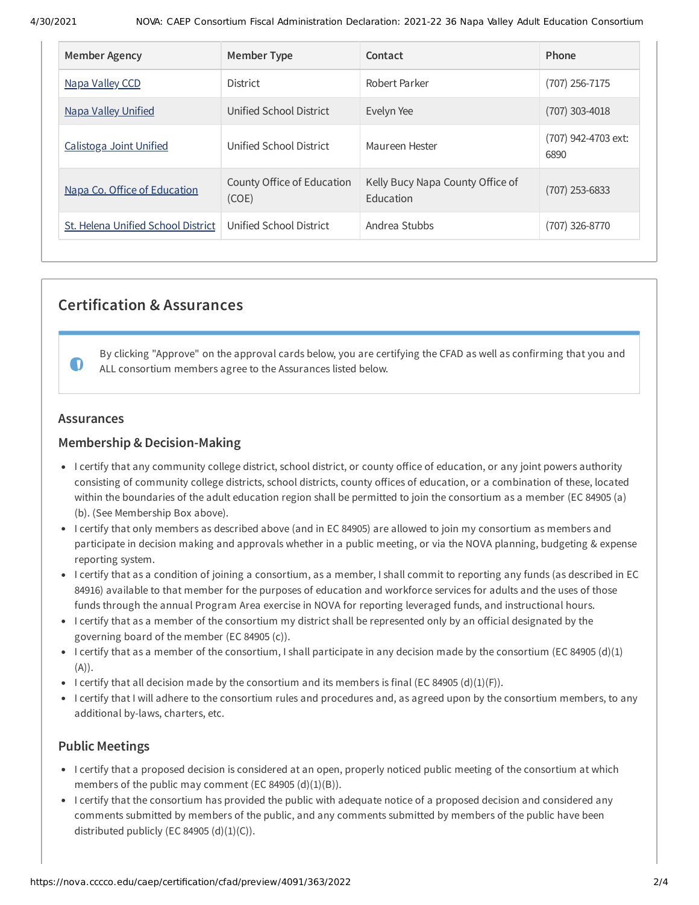| Member Agency | Member Type | Contact | Phone |
|---|---|---|---|
| Napa Valley CCD | District | Robert Parker | (707) 256-7175 |
| Napa Valley Unified | Unified School District | Evelyn Yee | (707) 303-4018 |
| Calistoga Joint Unified | Unified School District | Maureen Hester | (707) 942-4703 ext: 6890 |
| Napa Co. Office of Education | County Office of Education (COE) | Kelly Bucy Napa County Office of Education | (707) 253-6833 |
| St. Helena Unified School District | Unified School District | Andrea Stubbs | (707) 326-8770 |

## Certification & Assurances

By clicking "Approve" on the approval cards below, you are certifying the CFAD as well as confirming that you and ALL consortium members agree to the Assurances listed below.

### Assurances

### Membership & Decision-Making

- I certify that any community college district, school district, or county office of education, or any joint powers authority consisting of community college districts, school districts, county offices of education, or a combination of these, located within the boundaries of the adult education region shall be permitted to join the consortium as a member (EC 84905 (a)(b). (See Membership Box above).
- I certify that only members as described above (and in EC 84905) are allowed to join my consortium as members and participate in decision making and approvals whether in a public meeting, or via the NOVA planning, budgeting & expense reporting system.
- I certify that as a condition of joining a consortium, as a member, I shall commit to reporting any funds (as described in EC 84916) available to that member for the purposes of education and workforce services for adults and the uses of those funds through the annual Program Area exercise in NOVA for reporting leveraged funds, and instructional hours.
- I certify that as a member of the consortium my district shall be represented only by an official designated by the governing board of the member (EC 84905 (c)).
- I certify that as a member of the consortium, I shall participate in any decision made by the consortium (EC 84905 (d)(1)(A)).
- I certify that all decision made by the consortium and its members is final (EC 84905 (d)(1)(F)).
- I certify that I will adhere to the consortium rules and procedures and, as agreed upon by the consortium members, to any additional by-laws, charters, etc.

### Public Meetings

- I certify that a proposed decision is considered at an open, properly noticed public meeting of the consortium at which members of the public may comment (EC 84905 (d)(1)(B)).
- I certify that the consortium has provided the public with adequate notice of a proposed decision and considered any comments submitted by members of the public, and any comments submitted by members of the public have been distributed publicly (EC 84905 (d)(1)(C)).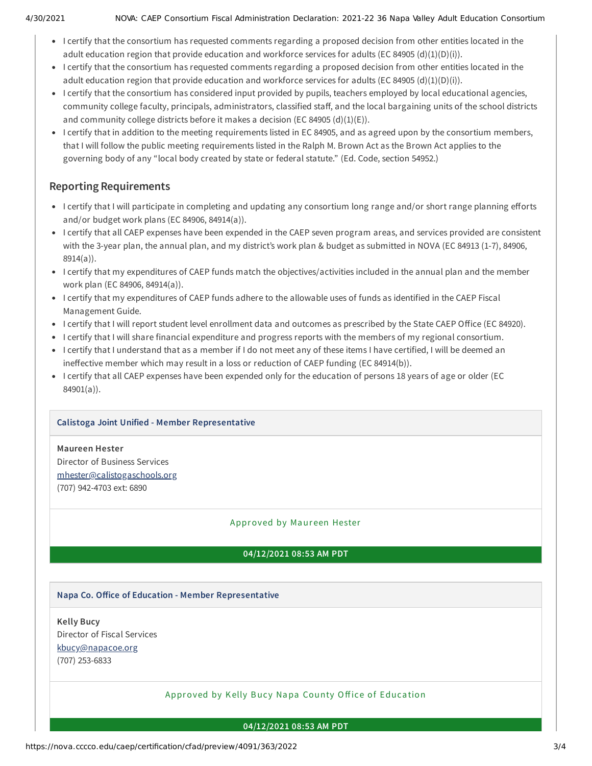- I certify that the consortium has requested comments regarding a proposed decision from other entities located in the adult education region that provide education and workforce services for adults (EC 84905 (d)(1)(D)(i)).
- I certify that the consortium has requested comments regarding a proposed decision from other entities located in the adult education region that provide education and workforce services for adults (EC 84905 (d)(1)(D)(i)).
- I certify that the consortium has considered input provided by pupils, teachers employed by local educational agencies, community college faculty, principals, administrators, classified staff, and the local bargaining units of the school districts and community college districts before it makes a decision (EC 84905 (d)(1)(E)).
- I certify that in addition to the meeting requirements listed in EC 84905, and as agreed upon by the consortium members, that I will follow the public meeting requirements listed in the Ralph M. Brown Act as the Brown Act applies to the governing body of any "local body created by state or federal statute." (Ed. Code, section 54952.)

## Reporting Requirements

- I certify that I will participate in completing and updating any consortium long range and/or short range planning efforts and/or budget work plans (EC 84906, 84914(a)).
- I certify that all CAEP expenses have been expended in the CAEP seven program areas, and services provided are consistent with the 3-year plan, the annual plan, and my district's work plan & budget as submitted in NOVA (EC 84913 (1-7), 84906, 8914(a)).
- I certify that my expenditures of CAEP funds match the objectives/activities included in the annual plan and the member work plan (EC 84906, 84914(a)).
- I certify that my expenditures of CAEP funds adhere to the allowable uses of funds as identified in the CAEP Fiscal Management Guide.
- I certify that I will report student level enrollment data and outcomes as prescribed by the State CAEP Office (EC 84920).
- I certify that I will share financial expenditure and progress reports with the members of my regional consortium.
- I certify that I understand that as a member if I do not meet any of these items I have certified, I will be deemed an ineffective member which may result in a loss or reduction of CAEP funding (EC 84914(b)).
- I certify that all CAEP expenses have been expended only for the education of persons 18 years of age or older (EC 84901(a)).

**Calistoga Joint Unified - Member Representative**

**Maureen Hester**
Director of Business Services
mhester@calistogaschools.org
(707) 942-4703 ext: 6890

Approved by Maureen Hester

**04/12/2021 08:53 AM PDT**

**Napa Co. Office of Education - Member Representative**

**Kelly Bucy**
Director of Fiscal Services
kbucy@napacoe.org
(707) 253-6833

Approved by Kelly Bucy Napa County Office of Education

**04/12/2021 08:53 AM PDT**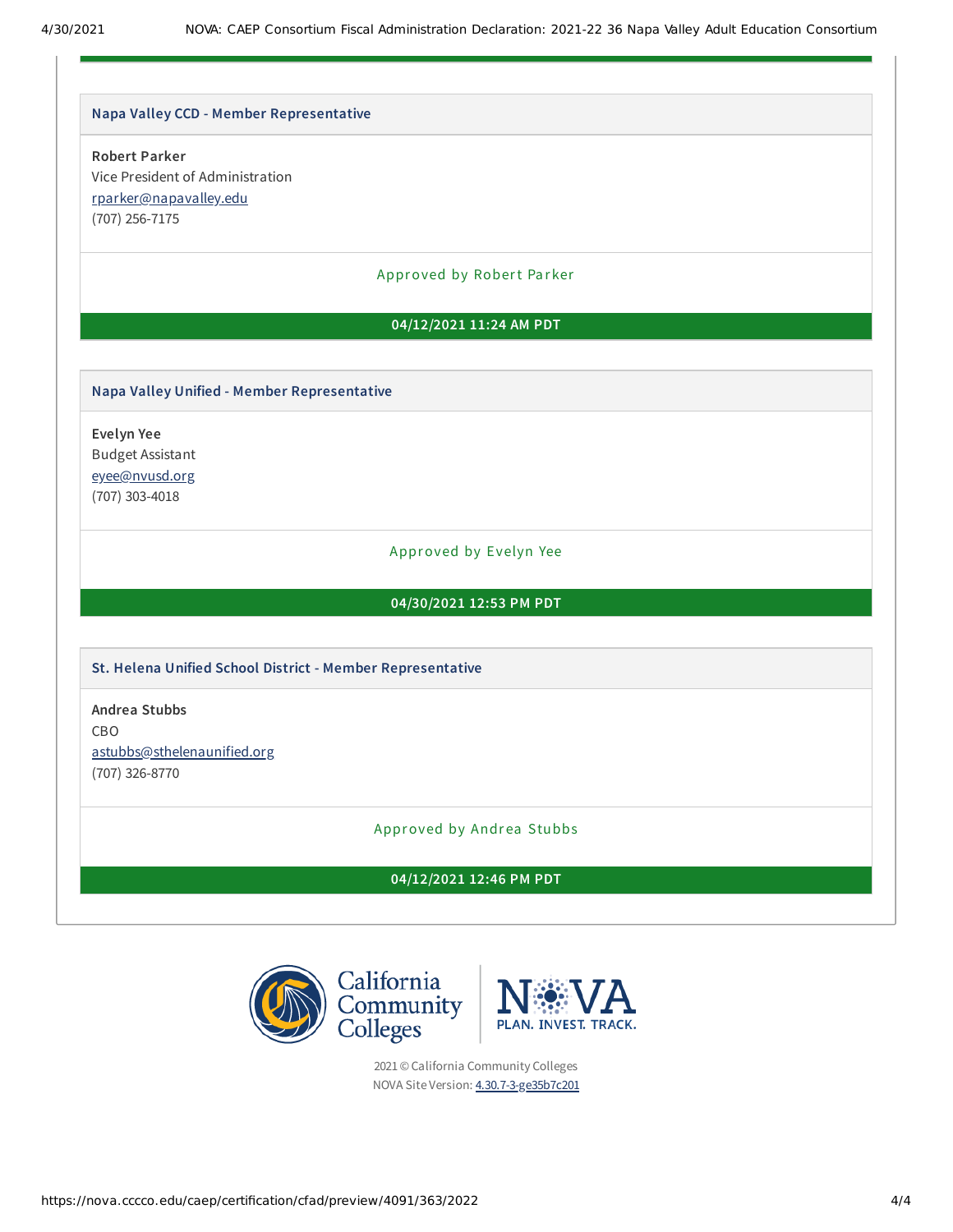### Napa Valley CCD - Member Representative

**Robert Parker**
Vice President of Administration
rparker@napavalley.edu
(707) 256-7175

Approved by Robert Parker

**04/12/2021 11:24 AM PDT**

### Napa Valley Unified - Member Representative

**Evelyn Yee**
Budget Assistant
eyee@nvusd.org
(707) 303-4018

Approved by Evelyn Yee

**04/30/2021 12:53 PM PDT**

### St. Helena Unified School District - Member Representative

**Andrea Stubbs**
CBO
astubbs@sthelenaunified.org
(707) 326-8770

Approved by Andrea Stubbs

**04/12/2021 12:46 PM PDT**

California Community Colleges

NOVA PLAN. INVEST. TRACK.

2021 © California Community Colleges
NOVA Site Version: 4.30.7-3-ge35b7c201